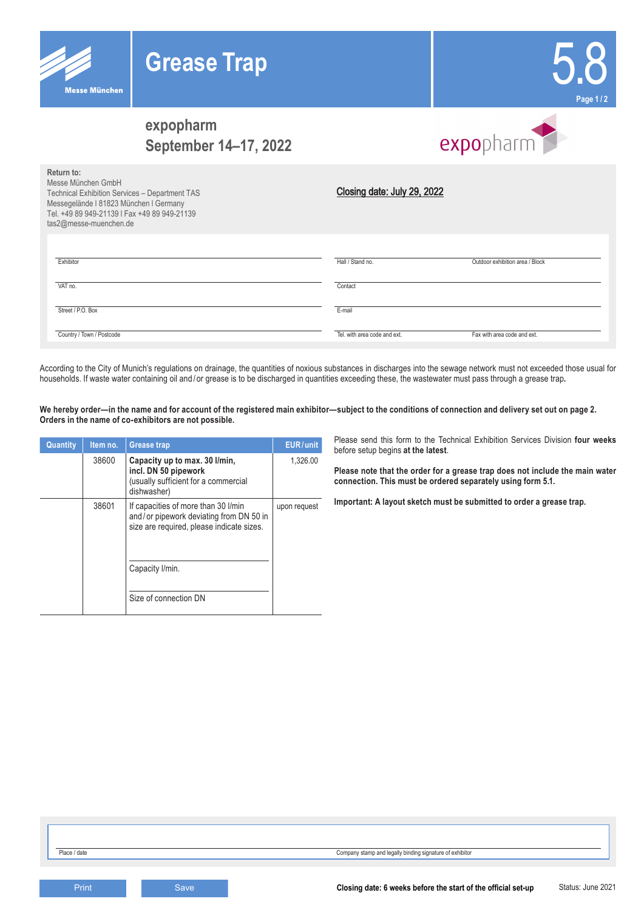# Grease Trap

5.8

## expopharm
## September 14–17, 2022

**Return to:**
Messe München GmbH
Technical Exhibition Services – Department TAS
Messegelände I 81823 München I Germany
Tel. +49 89 949-21139 I Fax +49 89 949-21139
tas2@messe-muenchen.de

**Closing date: July 29, 2022**

| | | |
|---|---|---|
| Exhibitor | Hall / Stand no. | Outdoor exhibition area / Block |
| VAT no. | Contact | |
| Street / P.O. Box | E-mail | |
| Country / Town / Postcode | Tel. with area code and ext. | Fax with area code and ext. |

According to the City of Munich's regulations on drainage, the quantities of noxious substances in discharges into the sewage network must not exceeded those usual for households. If waste water containing oil and / or grease is to be discharged in quantities exceeding these, the wastewater must pass through a grease trap.

**We hereby order—in the name and for account of the registered main exhibitor—subject to the conditions of connection and delivery set out on page 2. Orders in the name of co-exhibitors are not possible.**

| Quantity | Item no. | Grease trap | EUR / unit |
|---|---|---|---|
| | 38600 | **Capacity up to max. 30 l/min, incl. DN 50 pipework** (usually sufficient for a commercial dishwasher) | 1,326.00 |
| | 38601 | If capacities of more than 30 l/min and / or pipework deviating from DN 50 in size are required, please indicate sizes.<br><br>Capacity l/min.<br><br>Size of connection DN | upon request |

Please send this form to the Technical Exhibition Services Division **four weeks** before setup begins **at the latest**.

**Please note that the order for a grease trap does not include the main water connection. This must be ordered separately using form 5.1.**

**Important: A layout sketch must be submitted to order a grease trap.**

| | |
|---|---|
| Place / date | Company stamp and legally binding signature of exhibitor |

Print | Save

**Closing date: 6 weeks before the start of the official set-up**

Status: June 2021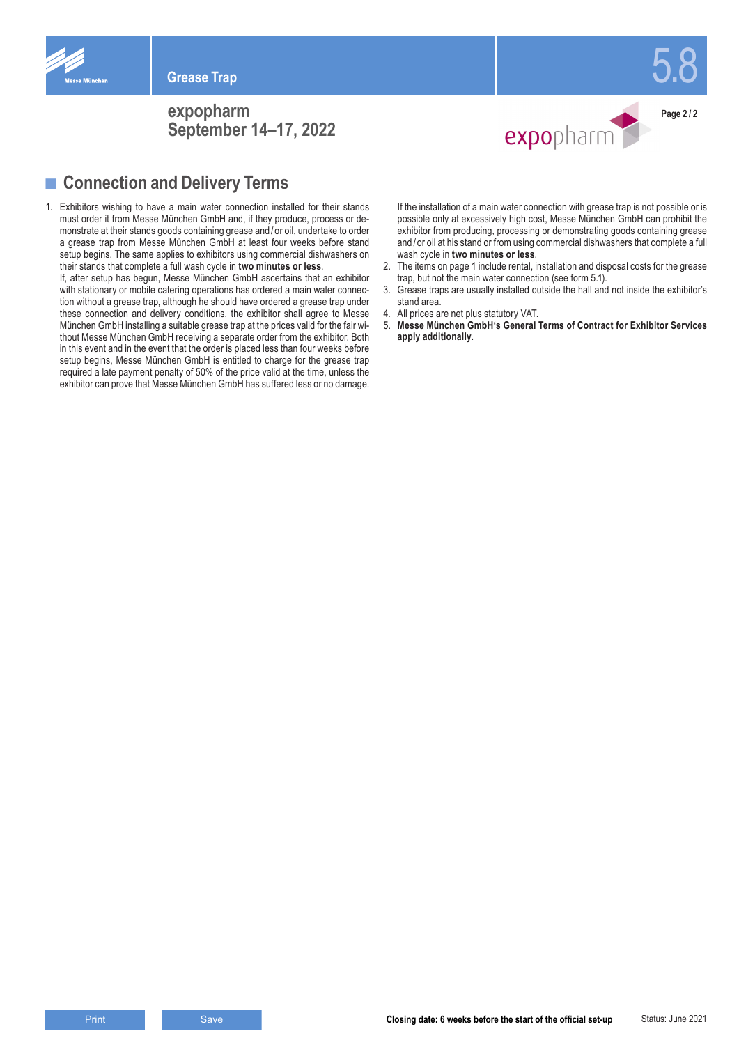# Connection and Delivery Terms

1. Exhibitors wishing to have a main water connection installed for their stands must order it from Messe München GmbH and, if they produce, process or demonstrate at their stands goods containing grease and / or oil, undertake to order a grease trap from Messe München GmbH at least four weeks before stand setup begins. The same applies to exhibitors using commercial dishwashers on their stands that complete a full wash cycle in **two minutes or less**.

   If, after setup has begun, Messe München GmbH ascertains that an exhibitor with stationary or mobile catering operations has ordered a main water connection without a grease trap, although he should have ordered a grease trap under these connection and delivery conditions, the exhibitor shall agree to Messe München GmbH installing a suitable grease trap at the prices valid for the fair without Messe München GmbH receiving a separate order from the exhibitor. Both in this event and in the event that the order is placed less than four weeks before setup begins, Messe München GmbH is entitled to charge for the grease trap required a late payment penalty of 50% of the price valid at the time, unless the exhibitor can prove that Messe München GmbH has suffered less or no damage.

   If the installation of a main water connection with grease trap is not possible or is possible only at excessively high cost, Messe München GmbH can prohibit the exhibitor from producing, processing or demonstrating goods containing grease and / or oil at his stand or from using commercial dishwashers that complete a full wash cycle in **two minutes or less**.
2. The items on page 1 include rental, installation and disposal costs for the grease trap, but not the main water connection (see form 5.1).
3. Grease traps are usually installed outside the hall and not inside the exhibitor's stand area.
4. All prices are net plus statutory VAT.
5. **Messe München GmbH's General Terms of Contract for Exhibitor Services apply additionally.**